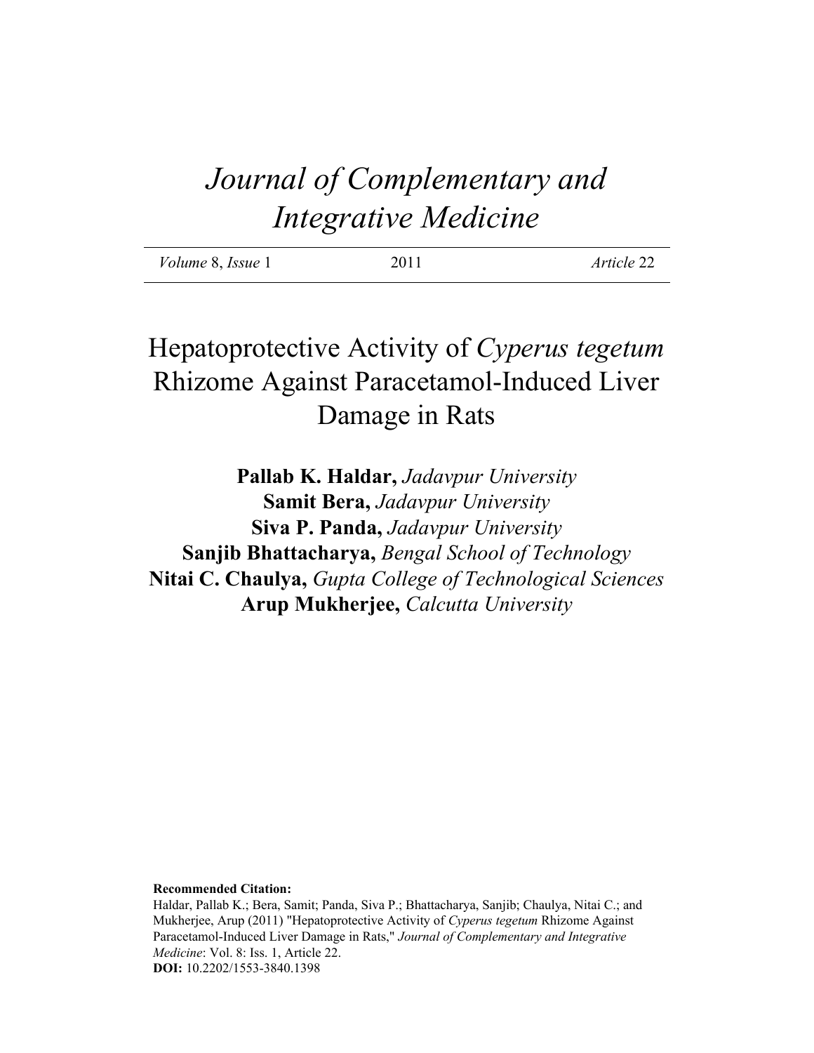# *Journal of Complementary and Integrative Medicine*

| *Volume* 8, *Issue* 1 | 2011 | *Article* 22 |
|---|---|---|

## Hepatoprotective Activity of *Cyperus tegetum* Rhizome Against Paracetamol-Induced Liver Damage in Rats

**Pallab K. Haldar,** *Jadavpur University*
**Samit Bera,** *Jadavpur University*
**Siva P. Panda,** *Jadavpur University*
**Sanjib Bhattacharya,** *Bengal School of Technology*
**Nitai C. Chaulya,** *Gupta College of Technological Sciences*
**Arup Mukherjee,** *Calcutta University*

**Recommended Citation:**
Haldar, Pallab K.; Bera, Samit; Panda, Siva P.; Bhattacharya, Sanjib; Chaulya, Nitai C.; and Mukherjee, Arup (2011) "Hepatoprotective Activity of *Cyperus tegetum* Rhizome Against Paracetamol-Induced Liver Damage in Rats," *Journal of Complementary and Integrative Medicine*: Vol. 8: Iss. 1, Article 22.
**DOI:** 10.2202/1553-3840.1398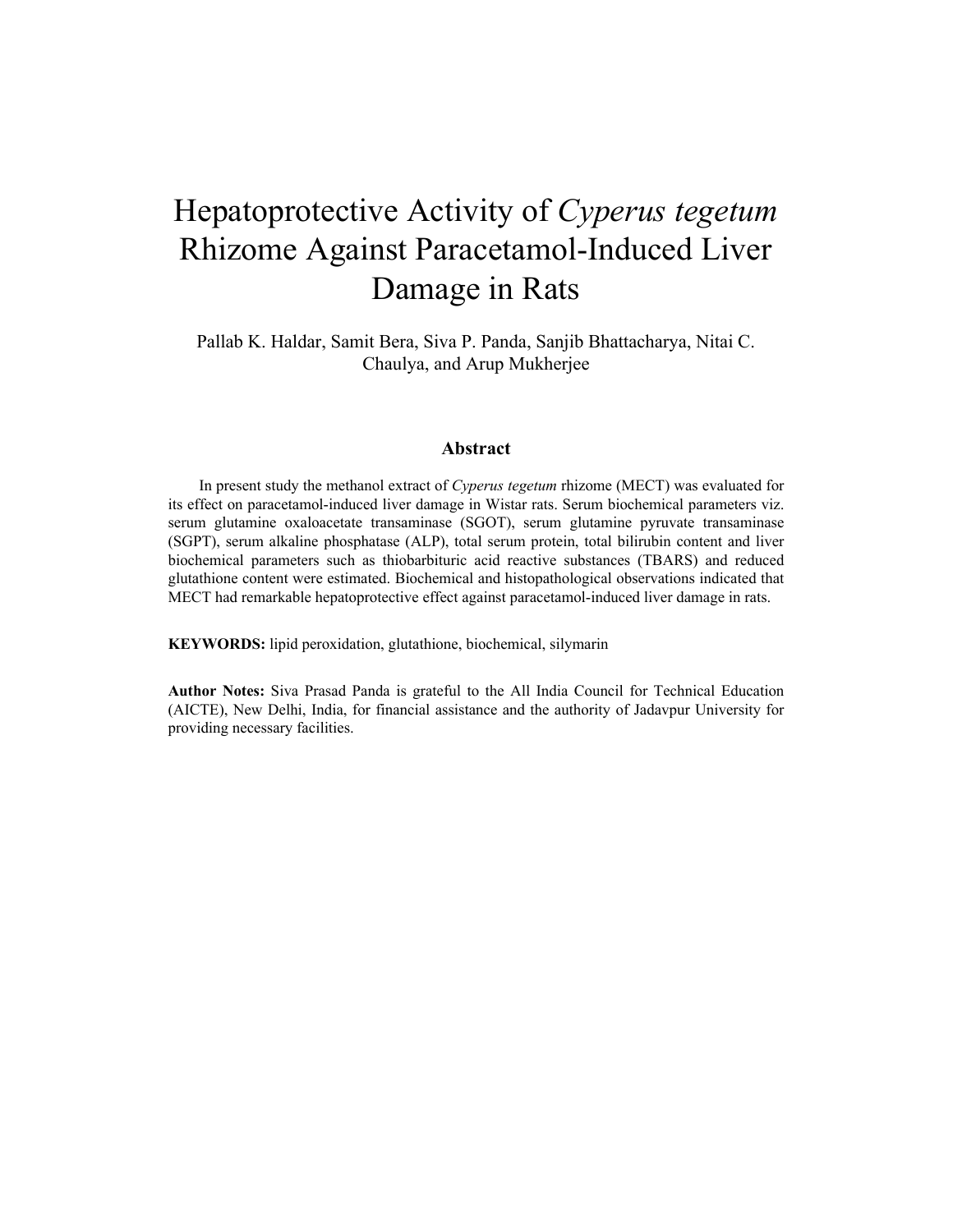# Hepatoprotective Activity of *Cyperus tegetum* Rhizome Against Paracetamol-Induced Liver Damage in Rats

Pallab K. Haldar, Samit Bera, Siva P. Panda, Sanjib Bhattacharya, Nitai C. Chaulya, and Arup Mukherjee

## Abstract

In present study the methanol extract of *Cyperus tegetum* rhizome (MECT) was evaluated for its effect on paracetamol-induced liver damage in Wistar rats. Serum biochemical parameters viz. serum glutamine oxaloacetate transaminase (SGOT), serum glutamine pyruvate transaminase (SGPT), serum alkaline phosphatase (ALP), total serum protein, total bilirubin content and liver biochemical parameters such as thiobarbituric acid reactive substances (TBARS) and reduced glutathione content were estimated. Biochemical and histopathological observations indicated that MECT had remarkable hepatoprotective effect against paracetamol-induced liver damage in rats.

**KEYWORDS:** lipid peroxidation, glutathione, biochemical, silymarin

**Author Notes:** Siva Prasad Panda is grateful to the All India Council for Technical Education (AICTE), New Delhi, India, for financial assistance and the authority of Jadavpur University for providing necessary facilities.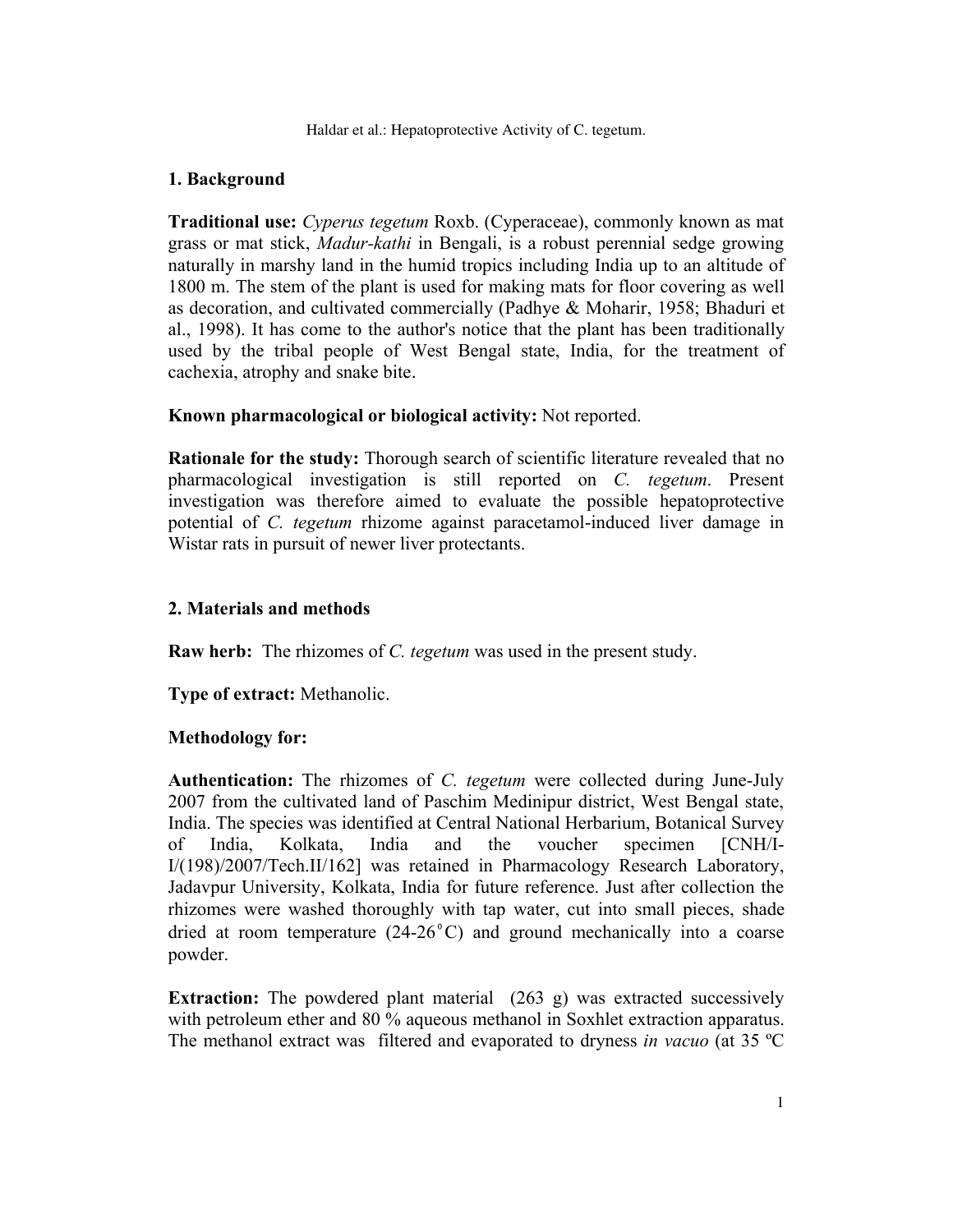## 1. Background

**Traditional use:** *Cyperus tegetum* Roxb. (Cyperaceae), commonly known as mat grass or mat stick, *Madur-kathi* in Bengali, is a robust perennial sedge growing naturally in marshy land in the humid tropics including India up to an altitude of 1800 m. The stem of the plant is used for making mats for floor covering as well as decoration, and cultivated commercially (Padhye & Moharir, 1958; Bhaduri et al., 1998). It has come to the author's notice that the plant has been traditionally used by the tribal people of West Bengal state, India, for the treatment of cachexia, atrophy and snake bite.

**Known pharmacological or biological activity:** Not reported.

**Rationale for the study:** Thorough search of scientific literature revealed that no pharmacological investigation is still reported on *C. tegetum*. Present investigation was therefore aimed to evaluate the possible hepatoprotective potential of *C. tegetum* rhizome against paracetamol-induced liver damage in Wistar rats in pursuit of newer liver protectants.

## 2. Materials and methods

**Raw herb:** The rhizomes of *C. tegetum* was used in the present study.

**Type of extract:** Methanolic.

**Methodology for:**

**Authentication:** The rhizomes of *C. tegetum* were collected during June-July 2007 from the cultivated land of Paschim Medinipur district, West Bengal state, India. The species was identified at Central National Herbarium, Botanical Survey of India, Kolkata, India and the voucher specimen [CNH/I-I/(198)/2007/Tech.II/162] was retained in Pharmacology Research Laboratory, Jadavpur University, Kolkata, India for future reference. Just after collection the rhizomes were washed thoroughly with tap water, cut into small pieces, shade dried at room temperature (24-26 °C) and ground mechanically into a coarse powder.

**Extraction:** The powdered plant material (263 g) was extracted successively with petroleum ether and 80 % aqueous methanol in Soxhlet extraction apparatus. The methanol extract was filtered and evaporated to dryness *in vacuo* (at 35 ºC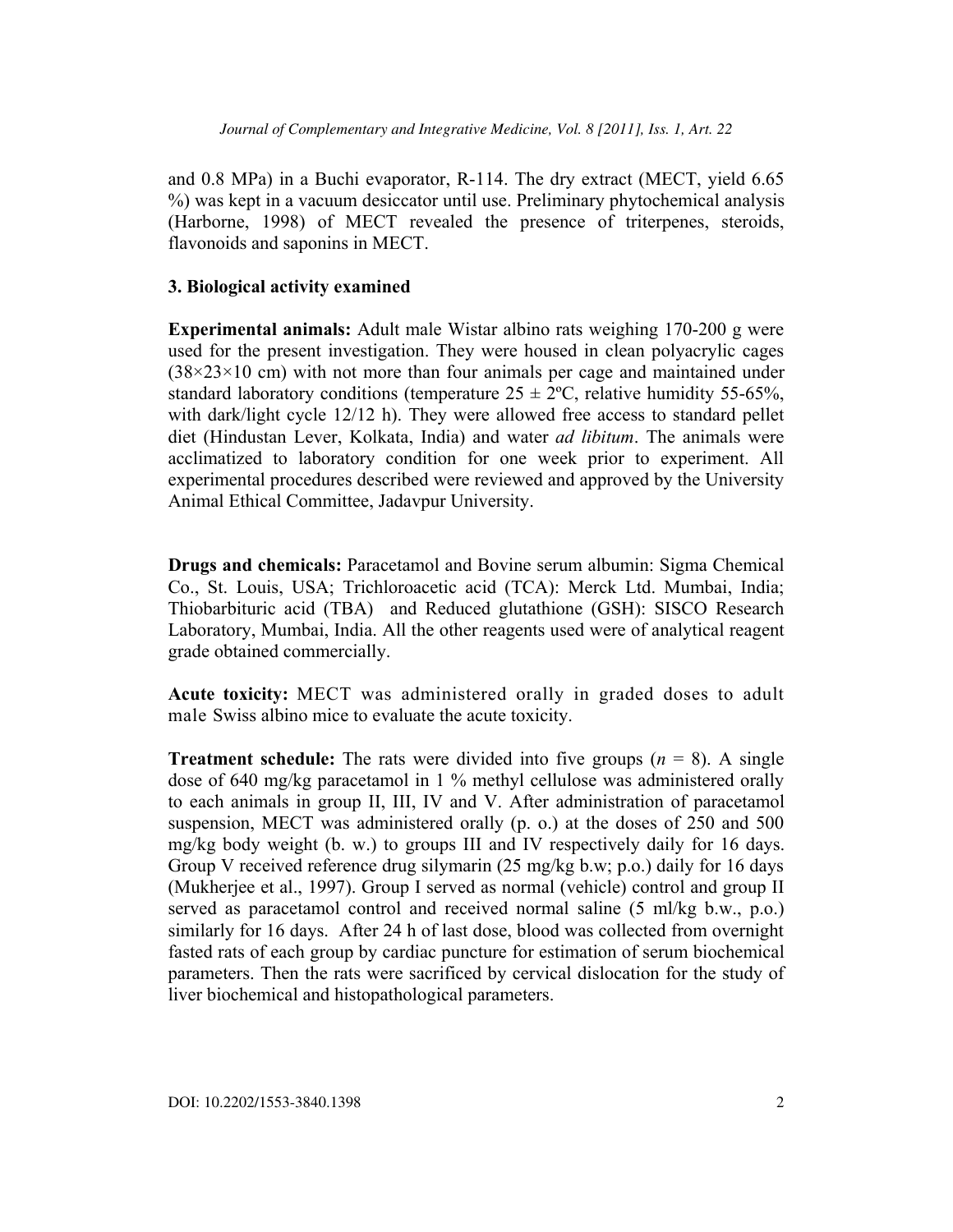and 0.8 MPa) in a Buchi evaporator, R-114. The dry extract (MECT, yield 6.65 %) was kept in a vacuum desiccator until use. Preliminary phytochemical analysis (Harborne, 1998) of MECT revealed the presence of triterpenes, steroids, flavonoids and saponins in MECT.

## 3. Biological activity examined

**Experimental animals:** Adult male Wistar albino rats weighing 170-200 g were used for the present investigation. They were housed in clean polyacrylic cages (38×23×10 cm) with not more than four animals per cage and maintained under standard laboratory conditions (temperature 25 ± 2ºC, relative humidity 55-65%, with dark/light cycle 12/12 h). They were allowed free access to standard pellet diet (Hindustan Lever, Kolkata, India) and water *ad libitum*. The animals were acclimatized to laboratory condition for one week prior to experiment. All experimental procedures described were reviewed and approved by the University Animal Ethical Committee, Jadavpur University.

**Drugs and chemicals:** Paracetamol and Bovine serum albumin: Sigma Chemical Co., St. Louis, USA; Trichloroacetic acid (TCA): Merck Ltd. Mumbai, India; Thiobarbituric acid (TBA) and Reduced glutathione (GSH): SISCO Research Laboratory, Mumbai, India. All the other reagents used were of analytical reagent grade obtained commercially.

**Acute toxicity:** MECT was administered orally in graded doses to adult male Swiss albino mice to evaluate the acute toxicity.

**Treatment schedule:** The rats were divided into five groups ($n$ = 8). A single dose of 640 mg/kg paracetamol in 1 % methyl cellulose was administered orally to each animals in group II, III, IV and V. After administration of paracetamol suspension, MECT was administered orally (p. o.) at the doses of 250 and 500 mg/kg body weight (b. w.) to groups III and IV respectively daily for 16 days. Group V received reference drug silymarin (25 mg/kg b.w; p.o.) daily for 16 days (Mukherjee et al., 1997). Group I served as normal (vehicle) control and group II served as paracetamol control and received normal saline (5 ml/kg b.w., p.o.) similarly for 16 days. After 24 h of last dose, blood was collected from overnight fasted rats of each group by cardiac puncture for estimation of serum biochemical parameters. Then the rats were sacrificed by cervical dislocation for the study of liver biochemical and histopathological parameters.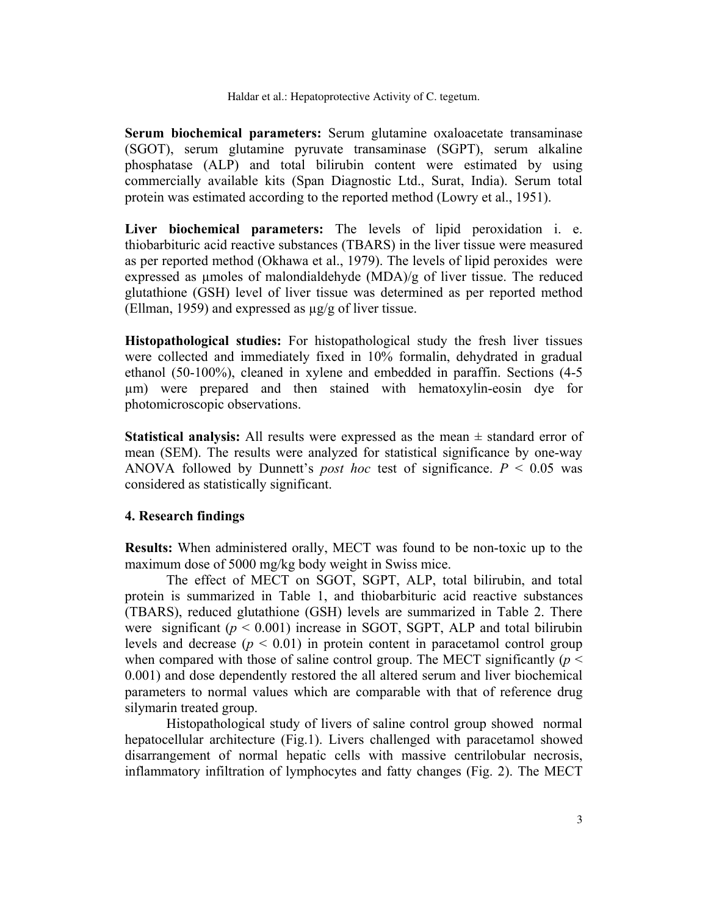**Serum biochemical parameters:** Serum glutamine oxaloacetate transaminase (SGOT), serum glutamine pyruvate transaminase (SGPT), serum alkaline phosphatase (ALP) and total bilirubin content were estimated by using commercially available kits (Span Diagnostic Ltd., Surat, India). Serum total protein was estimated according to the reported method (Lowry et al., 1951).

**Liver biochemical parameters:** The levels of lipid peroxidation i. e. thiobarbituric acid reactive substances (TBARS) in the liver tissue were measured as per reported method (Okhawa et al., 1979). The levels of lipid peroxides were expressed as μmoles of malondialdehyde (MDA)/g of liver tissue. The reduced glutathione (GSH) level of liver tissue was determined as per reported method (Ellman, 1959) and expressed as μg/g of liver tissue.

**Histopathological studies:** For histopathological study the fresh liver tissues were collected and immediately fixed in 10% formalin, dehydrated in gradual ethanol (50-100%), cleaned in xylene and embedded in paraffin. Sections (4-5 μm) were prepared and then stained with hematoxylin-eosin dye for photomicroscopic observations.

**Statistical analysis:** All results were expressed as the mean ± standard error of mean (SEM). The results were analyzed for statistical significance by one-way ANOVA followed by Dunnett's *post hoc* test of significance. $P < 0.05$ was considered as statistically significant.

## 4. Research findings

**Results:** When administered orally, MECT was found to be non-toxic up to the maximum dose of 5000 mg/kg body weight in Swiss mice.

The effect of MECT on SGOT, SGPT, ALP, total bilirubin, and total protein is summarized in Table 1, and thiobarbituric acid reactive substances (TBARS), reduced glutathione (GSH) levels are summarized in Table 2. There were significant ($p < 0.001$) increase in SGOT, SGPT, ALP and total bilirubin levels and decrease ($p < 0.01$) in protein content in paracetamol control group when compared with those of saline control group. The MECT significantly ($p < 0.001$) and dose dependently restored the all altered serum and liver biochemical parameters to normal values which are comparable with that of reference drug silymarin treated group.

Histopathological study of livers of saline control group showed normal hepatocellular architecture (Fig.1). Livers challenged with paracetamol showed disarrangement of normal hepatic cells with massive centrilobular necrosis, inflammatory infiltration of lymphocytes and fatty changes (Fig. 2). The MECT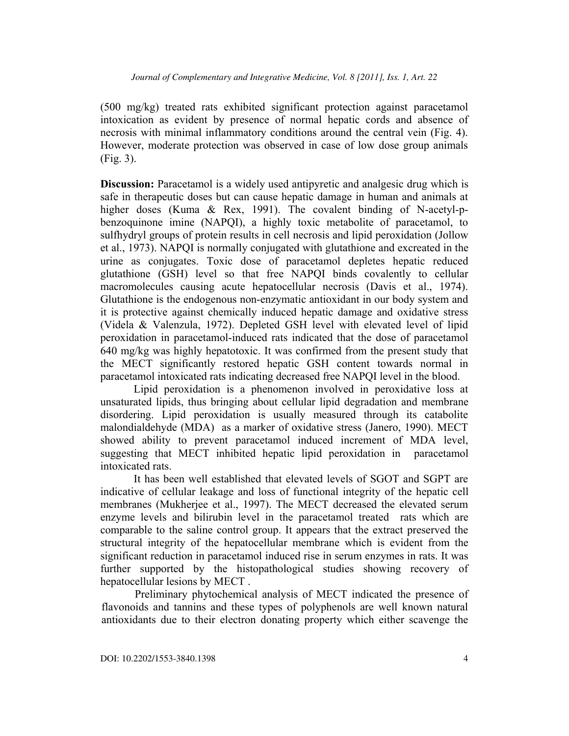(500 mg/kg) treated rats exhibited significant protection against paracetamol intoxication as evident by presence of normal hepatic cords and absence of necrosis with minimal inflammatory conditions around the central vein (Fig. 4). However, moderate protection was observed in case of low dose group animals (Fig. 3).

**Discussion:** Paracetamol is a widely used antipyretic and analgesic drug which is safe in therapeutic doses but can cause hepatic damage in human and animals at higher doses (Kuma & Rex, 1991). The covalent binding of N-acetyl-p-benzoquinone imine (NAPQI), a highly toxic metabolite of paracetamol, to sulfhydryl groups of protein results in cell necrosis and lipid peroxidation (Jollow et al., 1973). NAPQI is normally conjugated with glutathione and excreated in the urine as conjugates. Toxic dose of paracetamol depletes hepatic reduced glutathione (GSH) level so that free NAPQI binds covalently to cellular macromolecules causing acute hepatocellular necrosis (Davis et al., 1974). Glutathione is the endogenous non-enzymatic antioxidant in our body system and it is protective against chemically induced hepatic damage and oxidative stress (Videla & Valenzula, 1972). Depleted GSH level with elevated level of lipid peroxidation in paracetamol-induced rats indicated that the dose of paracetamol 640 mg/kg was highly hepatotoxic. It was confirmed from the present study that the MECT significantly restored hepatic GSH content towards normal in paracetamol intoxicated rats indicating decreased free NAPQI level in the blood.

Lipid peroxidation is a phenomenon involved in peroxidative loss at unsaturated lipids, thus bringing about cellular lipid degradation and membrane disordering. Lipid peroxidation is usually measured through its catabolite malondialdehyde (MDA) as a marker of oxidative stress (Janero, 1990). MECT showed ability to prevent paracetamol induced increment of MDA level, suggesting that MECT inhibited hepatic lipid peroxidation in paracetamol intoxicated rats.

It has been well established that elevated levels of SGOT and SGPT are indicative of cellular leakage and loss of functional integrity of the hepatic cell membranes (Mukherjee et al., 1997). The MECT decreased the elevated serum enzyme levels and bilirubin level in the paracetamol treated rats which are comparable to the saline control group. It appears that the extract preserved the structural integrity of the hepatocellular membrane which is evident from the significant reduction in paracetamol induced rise in serum enzymes in rats. It was further supported by the histopathological studies showing recovery of hepatocellular lesions by MECT .

Preliminary phytochemical analysis of MECT indicated the presence of flavonoids and tannins and these types of polyphenols are well known natural antioxidants due to their electron donating property which either scavenge the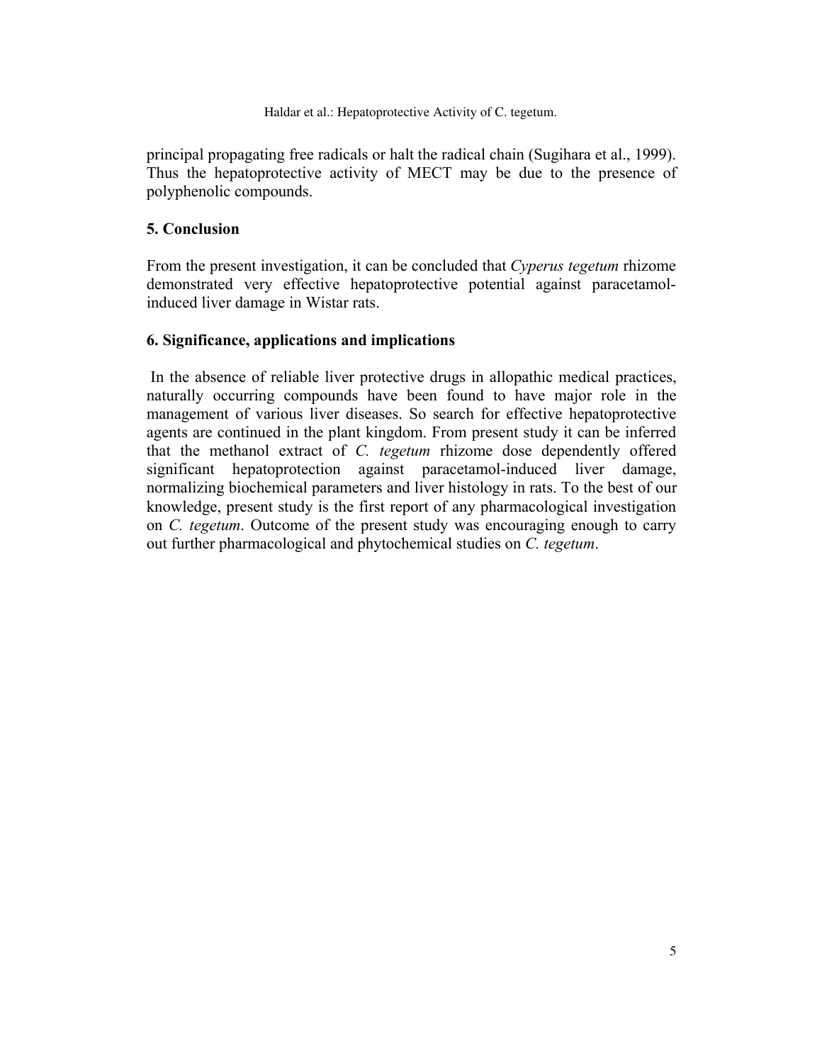principal propagating free radicals or halt the radical chain (Sugihara et al., 1999). Thus the hepatoprotective activity of MECT may be due to the presence of polyphenolic compounds.

## 5. Conclusion

From the present investigation, it can be concluded that *Cyperus tegetum* rhizome demonstrated very effective hepatoprotective potential against paracetamol-induced liver damage in Wistar rats.

## 6. Significance, applications and implications

In the absence of reliable liver protective drugs in allopathic medical practices, naturally occurring compounds have been found to have major role in the management of various liver diseases. So search for effective hepatoprotective agents are continued in the plant kingdom. From present study it can be inferred that the methanol extract of *C. tegetum* rhizome dose dependently offered significant hepatoprotection against paracetamol-induced liver damage, normalizing biochemical parameters and liver histology in rats. To the best of our knowledge, present study is the first report of any pharmacological investigation on *C. tegetum*. Outcome of the present study was encouraging enough to carry out further pharmacological and phytochemical studies on *C. tegetum*.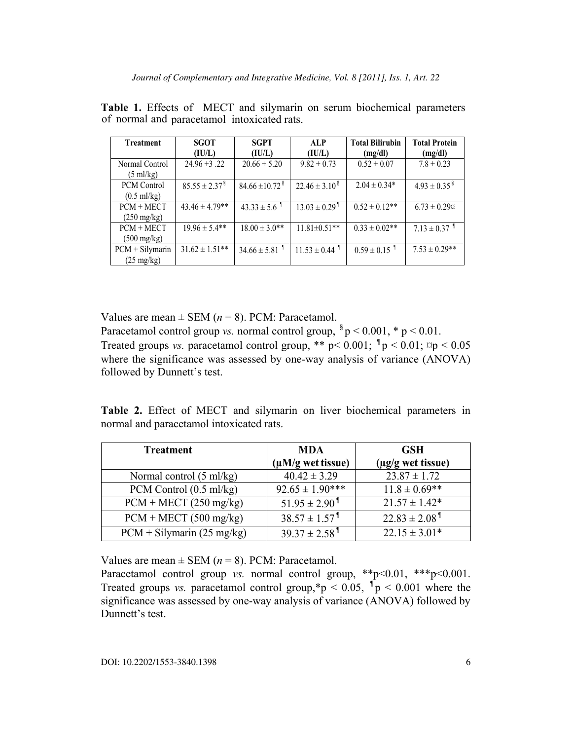**Table 1.** Effects of MECT and silymarin on serum biochemical parameters of normal and paracetamol intoxicated rats.

| Treatment | SGOT (IU/L) | SGPT (IU/L) | ALP (IU/L) | Total Bilirubin (mg/dl) | Total Protein (mg/dl) |
|---|---|---|---|---|---|
| Normal Control (5 ml/kg) | 24.96 ±3 .22 | 20.66 ± 5.20 | 9.82 ± 0.73 | 0.52 ± 0.07 | 7.8 ± 0.23 |
| PCM Control (0.5 ml/kg) | 85.55 ± 2.37§ | 84.66 ±10.72§ | 22.46 ± 3.10§ | 2.04 ± 0.34* | 4.93 ± 0.35§ |
| PCM + MECT (250 mg/kg) | 43.46 ± 4.79** | 43.33 ± 5.6¶ | 13.03 ± 0.29¶ | 0.52 ± 0.12** | 6.73 ± 0.29¤ |
| PCM + MECT (500 mg/kg) | 19.96 ± 5.4** | 18.00 ± 3.0** | 11.81±0.51** | 0.33 ± 0.02** | 7.13 ± 0.37¶ |
| PCM + Silymarin (25 mg/kg) | 31.62 ± 1.51** | 34.66 ± 5.81¶ | 11.53 ± 0.44¶ | 0.59 ± 0.15¶ | 7.53 ± 0.29** |

Values are mean ± SEM ($n = 8$). PCM: Paracetamol.
Paracetamol control group *vs.* normal control group, § $p < 0.001$, * $p < 0.01$.
Treated groups *vs.* paracetamol control group, ** $p < 0.001$; ¶ $p < 0.01$; ¤ $p < 0.05$ where the significance was assessed by one-way analysis of variance (ANOVA) followed by Dunnett's test.

**Table 2.** Effect of MECT and silymarin on liver biochemical parameters in normal and paracetamol intoxicated rats.

| Treatment | MDA (μM/g wet tissue) | GSH (μg/g wet tissue) |
|---|---|---|
| Normal control (5 ml/kg) | 40.42 ± 3.29 | 23.87 ± 1.72 |
| PCM Control (0.5 ml/kg) | 92.65 ± 1.90*** | 11.8 ± 0.69** |
| PCM + MECT (250 mg/kg) | 51.95 ± 2.90¶ | 21.57 ± 1.42* |
| PCM + MECT (500 mg/kg) | 38.57 ± 1.57¶ | 22.83 ± 2.08¶ |
| PCM + Silymarin (25 mg/kg) | 39.37 ± 2.58¶ | 22.15 ± 3.01* |

Values are mean ± SEM ($n = 8$). PCM: Paracetamol.
Paracetamol control group *vs.* normal control group, ** $p<0.01$, *** $p<0.001$. Treated groups *vs.* paracetamol control group, * $p < 0.05$, ¶ $p < 0.001$ where the significance was assessed by one-way analysis of variance (ANOVA) followed by Dunnett's test.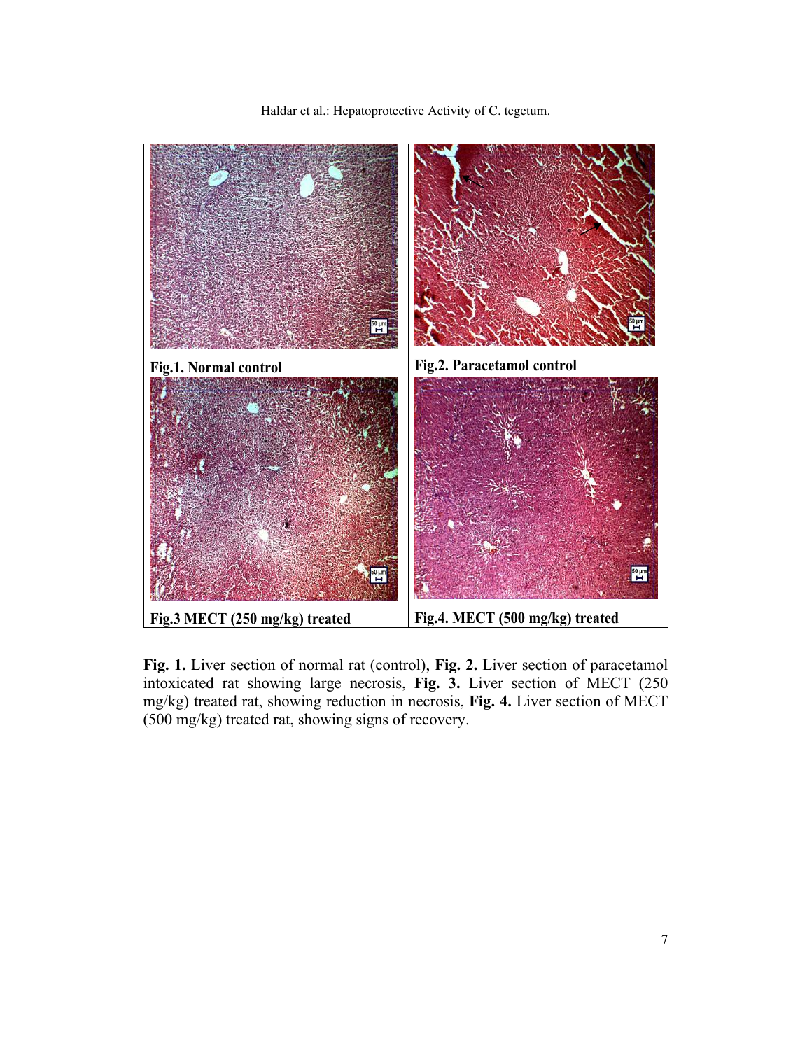| Fig.1. Normal control | Fig.2. Paracetamol control |
| --- | --- |
| Fig.3 MECT (250 mg/kg) treated | Fig.4. MECT (500 mg/kg) treated |

**Fig. 1.** Liver section of normal rat (control), **Fig. 2.** Liver section of paracetamol intoxicated rat showing large necrosis, **Fig. 3.** Liver section of MECT (250 mg/kg) treated rat, showing reduction in necrosis, **Fig. 4.** Liver section of MECT (500 mg/kg) treated rat, showing signs of recovery.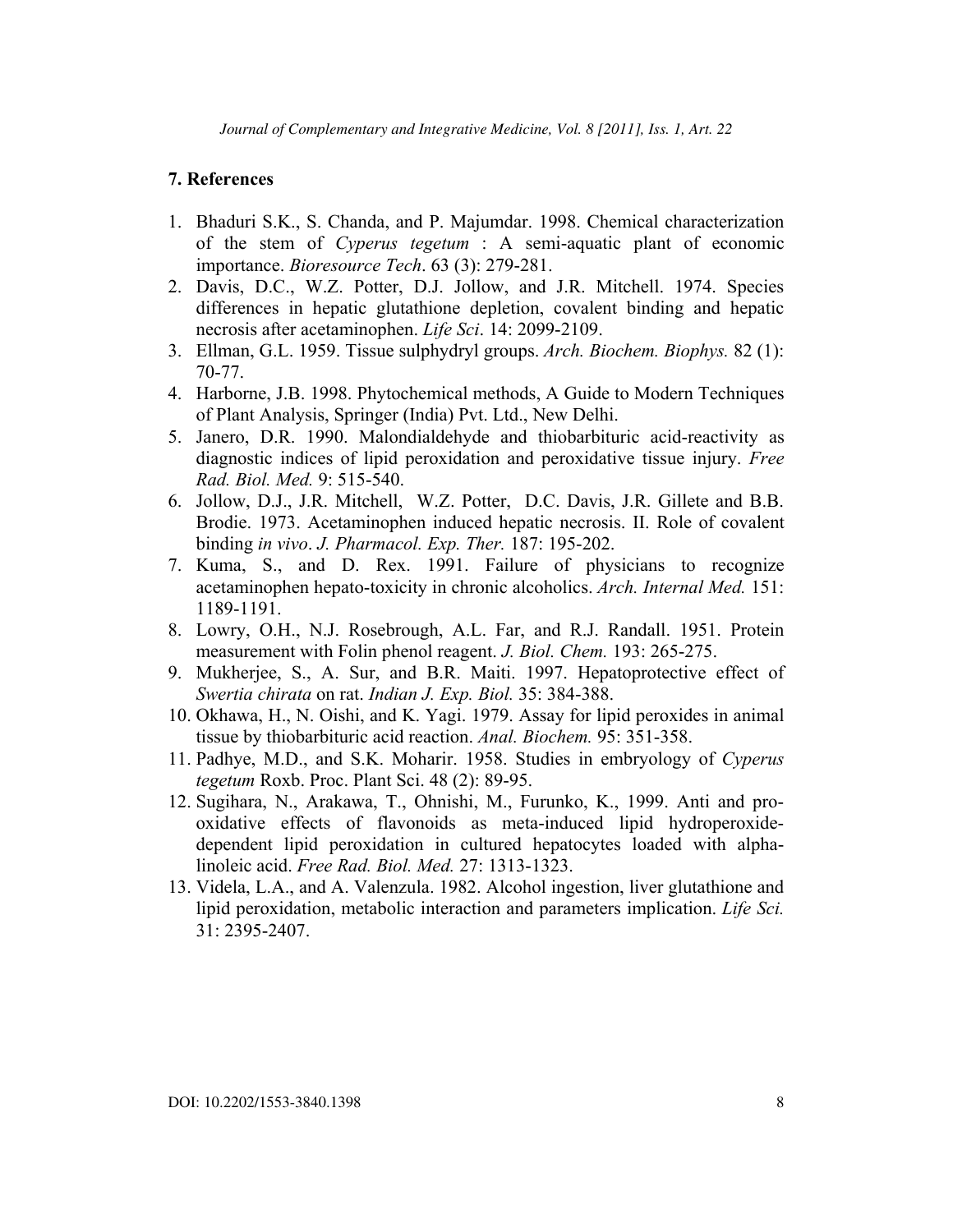## 7. References

1. Bhaduri S.K., S. Chanda, and P. Majumdar. 1998. Chemical characterization of the stem of *Cyperus tegetum* : A semi-aquatic plant of economic importance. *Bioresource Tech*. 63 (3): 279-281.
2. Davis, D.C., W.Z. Potter, D.J. Jollow, and J.R. Mitchell. 1974. Species differences in hepatic glutathione depletion, covalent binding and hepatic necrosis after acetaminophen. *Life Sci*. 14: 2099-2109.
3. Ellman, G.L. 1959. Tissue sulphydryl groups. *Arch. Biochem. Biophys.* 82 (1): 70-77.
4. Harborne, J.B. 1998. Phytochemical methods, A Guide to Modern Techniques of Plant Analysis, Springer (India) Pvt. Ltd., New Delhi.
5. Janero, D.R. 1990. Malondialdehyde and thiobarbituric acid-reactivity as diagnostic indices of lipid peroxidation and peroxidative tissue injury. *Free Rad. Biol. Med.* 9: 515-540.
6. Jollow, D.J., J.R. Mitchell, W.Z. Potter, D.C. Davis, J.R. Gillete and B.B. Brodie. 1973. Acetaminophen induced hepatic necrosis. II. Role of covalent binding *in vivo*. *J. Pharmacol. Exp. Ther.* 187: 195-202.
7. Kuma, S., and D. Rex. 1991. Failure of physicians to recognize acetaminophen hepato-toxicity in chronic alcoholics. *Arch. Internal Med.* 151: 1189-1191.
8. Lowry, O.H., N.J. Rosebrough, A.L. Far, and R.J. Randall. 1951. Protein measurement with Folin phenol reagent. *J. Biol. Chem.* 193: 265-275.
9. Mukherjee, S., A. Sur, and B.R. Maiti. 1997. Hepatoprotective effect of *Swertia chirata* on rat. *Indian J. Exp. Biol.* 35: 384-388.
10. Okhawa, H., N. Oishi, and K. Yagi. 1979. Assay for lipid peroxides in animal tissue by thiobarbituric acid reaction. *Anal. Biochem.* 95: 351-358.
11. Padhye, M.D., and S.K. Moharir. 1958. Studies in embryology of *Cyperus tegetum* Roxb. Proc. Plant Sci. 48 (2): 89-95.
12. Sugihara, N., Arakawa, T., Ohnishi, M., Furunko, K., 1999. Anti and pro-oxidative effects of flavonoids as meta-induced lipid hydroperoxide-dependent lipid peroxidation in cultured hepatocytes loaded with alpha-linoleic acid. *Free Rad. Biol. Med.* 27: 1313-1323.
13. Videla, L.A., and A. Valenzula. 1982. Alcohol ingestion, liver glutathione and lipid peroxidation, metabolic interaction and parameters implication. *Life Sci.* 31: 2395-2407.